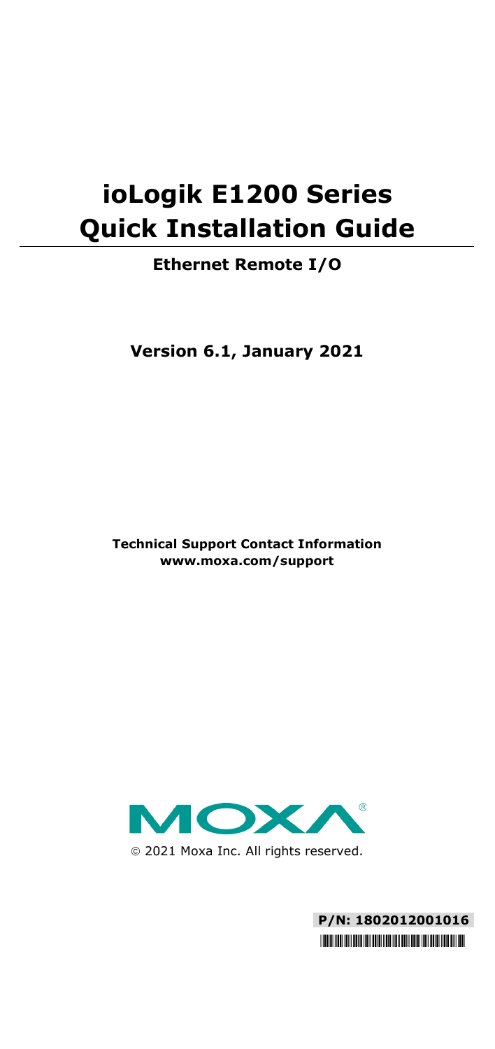# ioLogik E1200 Series Quick Installation Guide

**Ethernet Remote I/O**

**Version 6.1, January 2021**

**Technical Support Contact Information**
**www.moxa.com/support**

© 2021 Moxa Inc. All rights reserved.

**P/N: 1802012001016**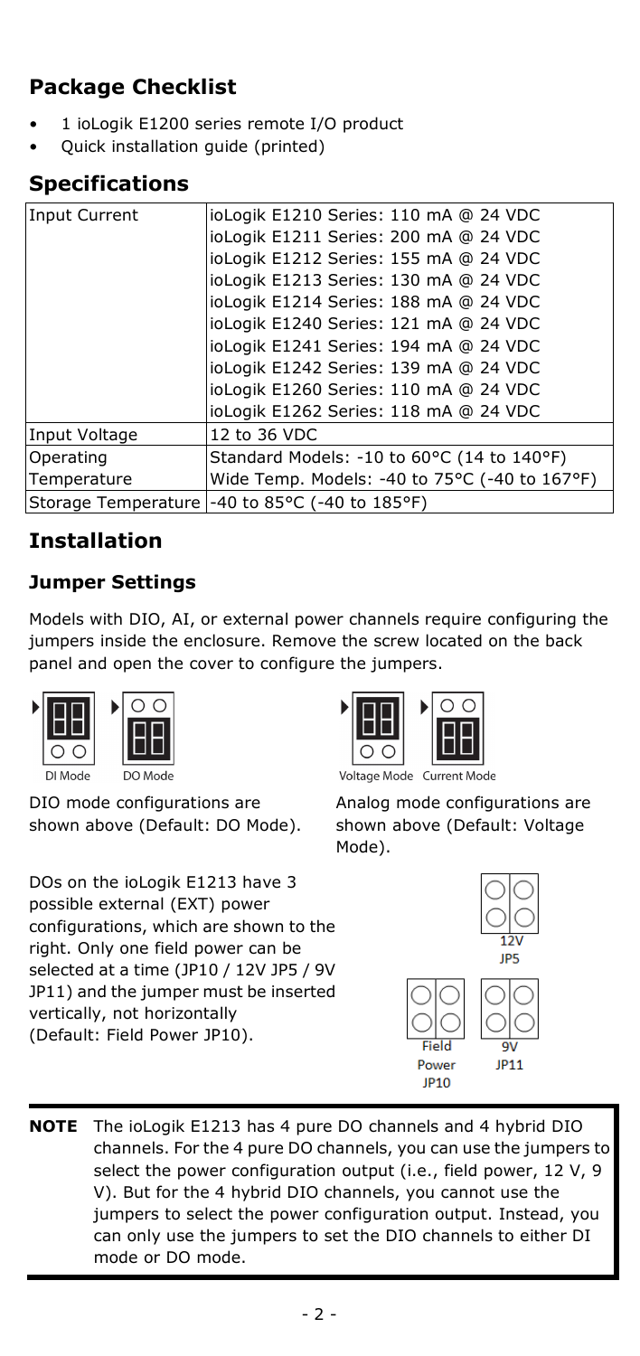## Package Checklist

- 1 ioLogik E1200 series remote I/O product
- Quick installation guide (printed)

## Specifications

| | |
|---|---|
| Input Current | ioLogik E1210 Series: 110 mA @ 24 VDC<br>ioLogik E1211 Series: 200 mA @ 24 VDC<br>ioLogik E1212 Series: 155 mA @ 24 VDC<br>ioLogik E1213 Series: 130 mA @ 24 VDC<br>ioLogik E1214 Series: 188 mA @ 24 VDC<br>ioLogik E1240 Series: 121 mA @ 24 VDC<br>ioLogik E1241 Series: 194 mA @ 24 VDC<br>ioLogik E1242 Series: 139 mA @ 24 VDC<br>ioLogik E1260 Series: 110 mA @ 24 VDC<br>ioLogik E1262 Series: 118 mA @ 24 VDC |
| Input Voltage | 12 to 36 VDC |
| Operating Temperature | Standard Models: -10 to 60°C (14 to 140°F)<br>Wide Temp. Models: -40 to 75°C (-40 to 167°F) |
| Storage Temperature | -40 to 85°C (-40 to 185°F) |

## Installation

### Jumper Settings

Models with DIO, AI, or external power channels require configuring the jumpers inside the enclosure. Remove the screw located on the back panel and open the cover to configure the jumpers.

DI Mode DO Mode

DIO mode configurations are shown above (Default: DO Mode).

Voltage Mode Current Mode

Analog mode configurations are shown above (Default: Voltage Mode).

DOs on the ioLogik E1213 have 3 possible external (EXT) power configurations, which are shown to the right. Only one field power can be selected at a time (JP10 / 12V JP5 / 9V JP11) and the jumper must be inserted vertically, not horizontally (Default: Field Power JP10).

12V JP5

Field Power JP10

9V JP11

**NOTE** The ioLogik E1213 has 4 pure DO channels and 4 hybrid DIO channels. For the 4 pure DO channels, you can use the jumpers to select the power configuration output (i.e., field power, 12 V, 9 V). But for the 4 hybrid DIO channels, you cannot use the jumpers to select the power configuration output. Instead, you can only use the jumpers to set the DIO channels to either DI mode or DO mode.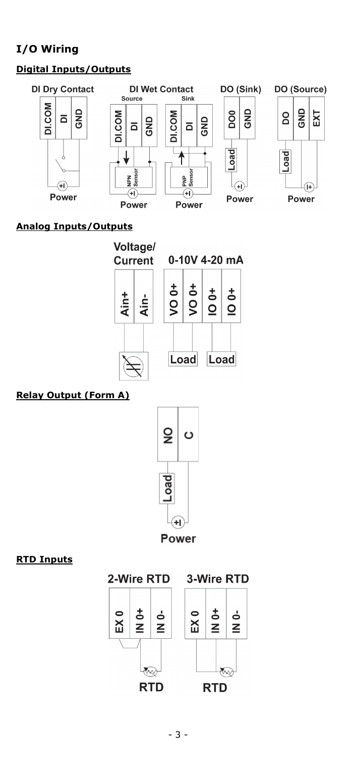## I/O Wiring

### Digital Inputs/Outputs

DI Dry Contact — DI.COM, DI, GND — Power

DI Wet Contact — Source: DI.COM, DI, GND — NPN Sensor — Power; Sink: DI.COM, DI, GND — PNP Sensor — Power

DO (Sink) — DO0, GND — Load — Power

DO (Source) — DO, GND, EXT — Load — Power

### Analog Inputs/Outputs

Voltage/Current — Ain+, Ain-

0-10V 4-20 mA — VO 0+, VO 0+, IO 0+, IO 0+ — Load, Load

### Relay Output (Form A)

NO, C — Load — Power

### RTD Inputs

2-Wire RTD — EX 0, IN 0+, IN 0- — RTD

3-Wire RTD — EX 0, IN 0+, IN 0- — RTD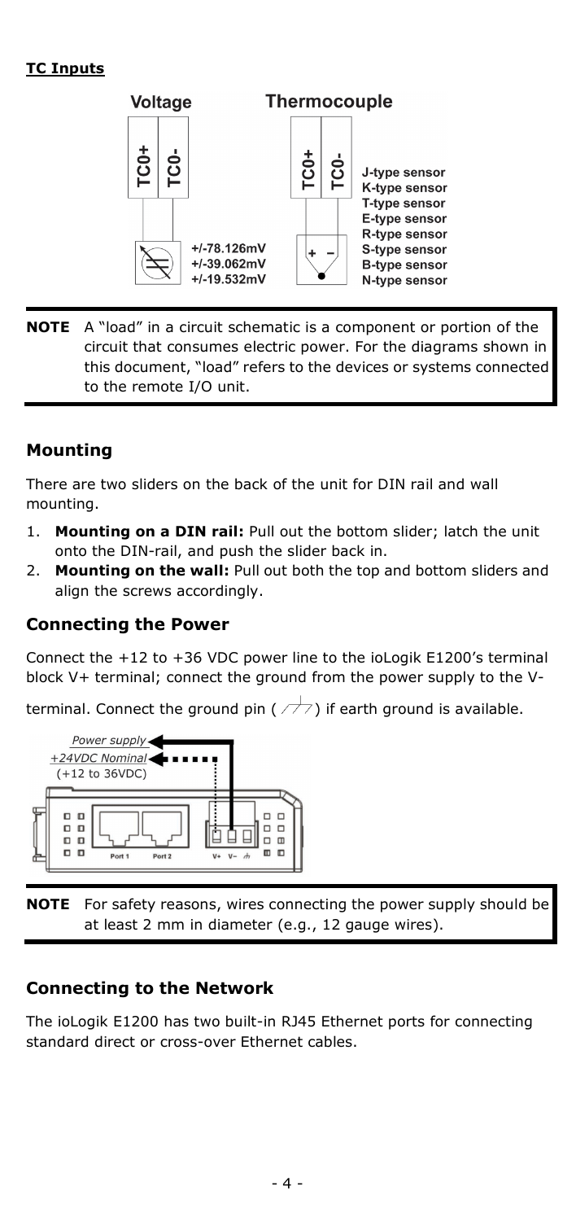**TC Inputs**

**NOTE** A "load" in a circuit schematic is a component or portion of the circuit that consumes electric power. For the diagrams shown in this document, "load" refers to the devices or systems connected to the remote I/O unit.

## Mounting

There are two sliders on the back of the unit for DIN rail and wall mounting.

1. **Mounting on a DIN rail:** Pull out the bottom slider; latch the unit onto the DIN-rail, and push the slider back in.
2. **Mounting on the wall:** Pull out both the top and bottom sliders and align the screws accordingly.

## Connecting the Power

Connect the +12 to +36 VDC power line to the ioLogik E1200's terminal block V+ terminal; connect the ground from the power supply to the V- terminal. Connect the ground pin ( ⏚ ) if earth ground is available.

**NOTE** For safety reasons, wires connecting the power supply should be at least 2 mm in diameter (e.g., 12 gauge wires).

## Connecting to the Network

The ioLogik E1200 has two built-in RJ45 Ethernet ports for connecting standard direct or cross-over Ethernet cables.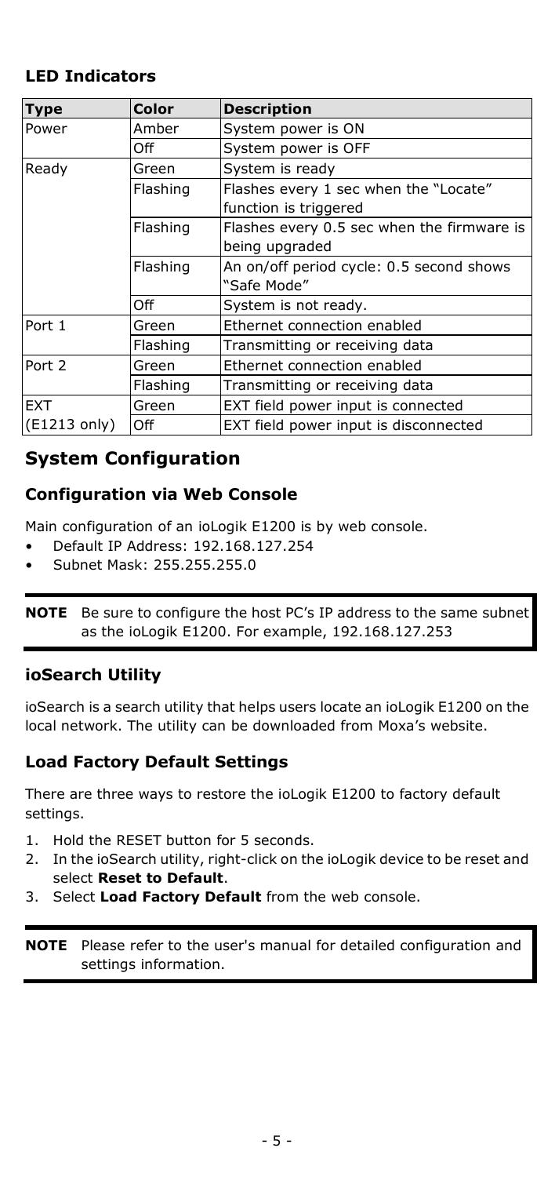### LED Indicators

| Type | Color | Description |
|---|---|---|
| Power | Amber | System power is ON |
| | Off | System power is OFF |
| Ready | Green | System is ready |
| | Flashing | Flashes every 1 sec when the "Locate" function is triggered |
| | Flashing | Flashes every 0.5 sec when the firmware is being upgraded |
| | Flashing | An on/off period cycle: 0.5 second shows "Safe Mode" |
| | Off | System is not ready. |
| Port 1 | Green | Ethernet connection enabled |
| | Flashing | Transmitting or receiving data |
| Port 2 | Green | Ethernet connection enabled |
| | Flashing | Transmitting or receiving data |
| EXT (E1213 only) | Green | EXT field power input is connected |
| | Off | EXT field power input is disconnected |

## System Configuration

### Configuration via Web Console

Main configuration of an ioLogik E1200 is by web console.

- Default IP Address: 192.168.127.254
- Subnet Mask: 255.255.255.0

**NOTE** Be sure to configure the host PC's IP address to the same subnet as the ioLogik E1200. For example, 192.168.127.253

### ioSearch Utility

ioSearch is a search utility that helps users locate an ioLogik E1200 on the local network. The utility can be downloaded from Moxa's website.

### Load Factory Default Settings

There are three ways to restore the ioLogik E1200 to factory default settings.

1. Hold the RESET button for 5 seconds.
2. In the ioSearch utility, right-click on the ioLogik device to be reset and select **Reset to Default**.
3. Select **Load Factory Default** from the web console.

**NOTE** Please refer to the user's manual for detailed configuration and settings information.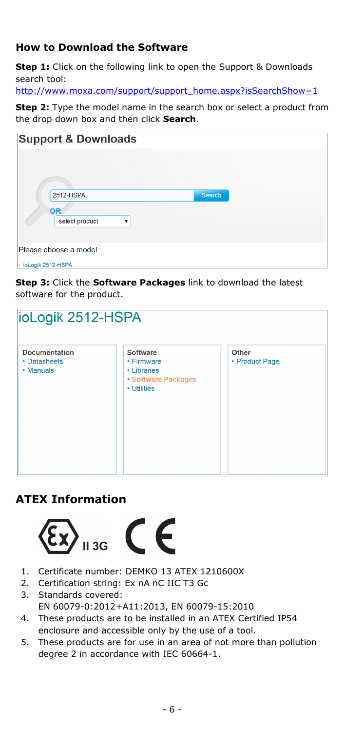## How to Download the Software

**Step 1:** Click on the following link to open the Support & Downloads search tool:
http://www.moxa.com/support/support_home.aspx?isSearchShow=1

**Step 2:** Type the model name in the search box or select a product from the drop down box and then click **Search**.

**Step 3:** Click the **Software Packages** link to download the latest software for the product.

## ATEX Information

1. Certificate number: DEMKO 13 ATEX 1210600X
2. Certification string: Ex nA nC IIC T3 Gc
3. Standards covered:
   EN 60079-0:2012+A11:2013, EN 60079-15:2010
4. These products are to be installed in an ATEX Certified IP54 enclosure and accessible only by the use of a tool.
5. These products are for use in an area of not more than pollution degree 2 in accordance with IEC 60664-1.